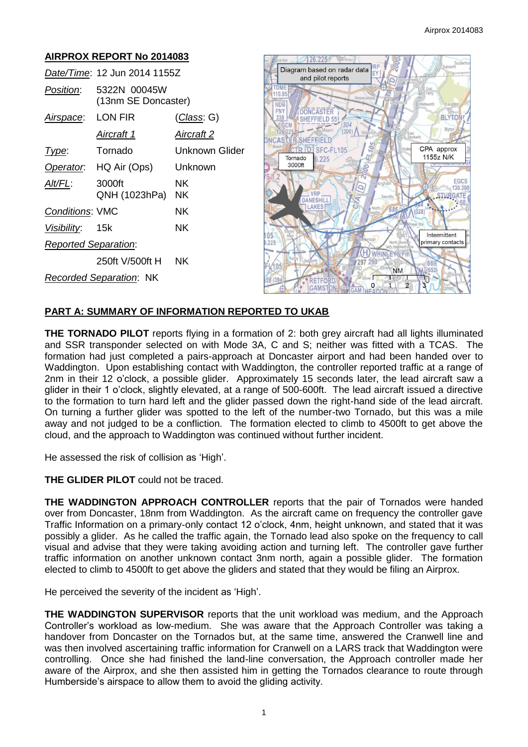# AIRPROX REPORT No 2014083

| | | |
|---|---|---|
| *Date/Time*: | 12 Jun 2014 1155Z | |
| *Position*: | 5322N 00045W (13nm SE Doncaster) | |
| *Airspace*: | LON FIR | (*Class*: G) |
| | *Aircraft 1* | *Aircraft 2* |
| *Type*: | Tornado | Unknown Glider |
| *Operator*: | HQ Air (Ops) | Unknown |
| *Alt/FL*: | 3000ft QNH (1023hPa) | NK NK |
| *Conditions*: | VMC | NK |
| *Visibility*: | 15k | NK |
| *Reported Separation*: | | |
| | 250ft V/500ft H | NK |
| *Recorded Separation*: | NK | |

## PART A: SUMMARY OF INFORMATION REPORTED TO UKAB

**THE TORNADO PILOT** reports flying in a formation of 2: both grey aircraft had all lights illuminated and SSR transponder selected on with Mode 3A, C and S; neither was fitted with a TCAS. The formation had just completed a pairs-approach at Doncaster airport and had been handed over to Waddington. Upon establishing contact with Waddington, the controller reported traffic at a range of 2nm in their 12 o'clock, a possible glider. Approximately 15 seconds later, the lead aircraft saw a glider in their 1 o'clock, slightly elevated, at a range of 500-600ft. The lead aircraft issued a directive to the formation to turn hard left and the glider passed down the right-hand side of the lead aircraft. On turning a further glider was spotted to the left of the number-two Tornado, but this was a mile away and not judged to be a confliction. The formation elected to climb to 4500ft to get above the cloud, and the approach to Waddington was continued without further incident.

He assessed the risk of collision as 'High'.

**THE GLIDER PILOT** could not be traced.

**THE WADDINGTON APPROACH CONTROLLER** reports that the pair of Tornados were handed over from Doncaster, 18nm from Waddington. As the aircraft came on frequency the controller gave Traffic Information on a primary-only contact 12 o'clock, 4nm, height unknown, and stated that it was possibly a glider. As he called the traffic again, the Tornado lead also spoke on the frequency to call visual and advise that they were taking avoiding action and turning left. The controller gave further traffic information on another unknown contact 3nm north, again a possible glider. The formation elected to climb to 4500ft to get above the gliders and stated that they would be filing an Airprox.

He perceived the severity of the incident as 'High'.

**THE WADDINGTON SUPERVISOR** reports that the unit workload was medium, and the Approach Controller's workload as low-medium. She was aware that the Approach Controller was taking a handover from Doncaster on the Tornados but, at the same time, answered the Cranwell line and was then involved ascertaining traffic information for Cranwell on a LARS track that Waddington were controlling. Once she had finished the land-line conversation, the Approach controller made her aware of the Airprox, and she then assisted him in getting the Tornados clearance to route through Humberside's airspace to allow them to avoid the gliding activity.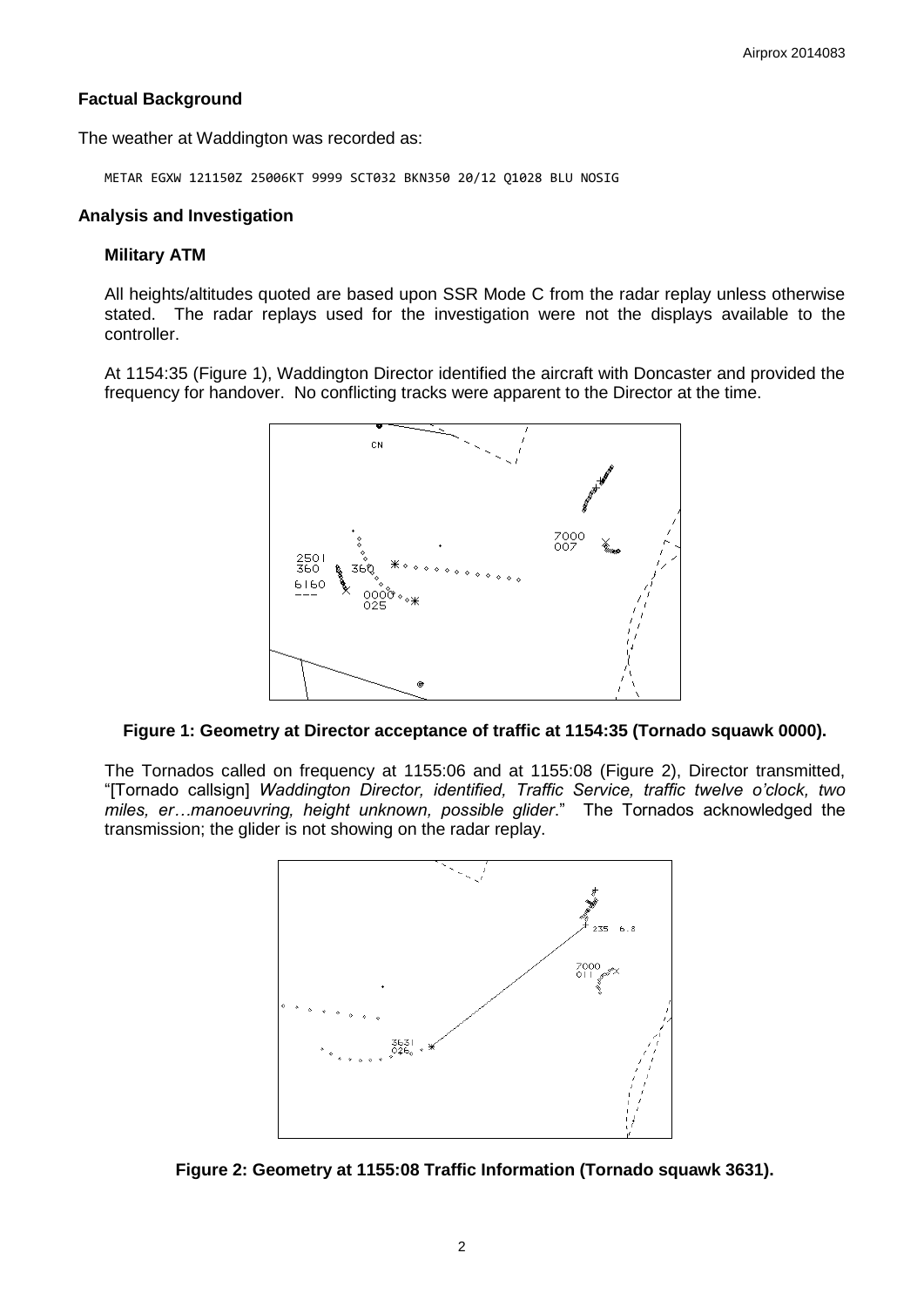## Factual Background

The weather at Waddington was recorded as:

```
METAR EGXW 121150Z 25006KT 9999 SCT032 BKN350 20/12 Q1028 BLU NOSIG
```

## Analysis and Investigation

### Military ATM

All heights/altitudes quoted are based upon SSR Mode C from the radar replay unless otherwise stated. The radar replays used for the investigation were not the displays available to the controller.

At 1154:35 (Figure 1), Waddington Director identified the aircraft with Doncaster and provided the frequency for handover. No conflicting tracks were apparent to the Director at the time.

**Figure 1: Geometry at Director acceptance of traffic at 1154:35 (Tornado squawk 0000).**

The Tornados called on frequency at 1155:06 and at 1155:08 (Figure 2), Director transmitted, "[Tornado callsign] *Waddington Director, identified, Traffic Service, traffic twelve o'clock, two miles, er…manoeuvring, height unknown, possible glider*." The Tornados acknowledged the transmission; the glider is not showing on the radar replay.

**Figure 2: Geometry at 1155:08 Traffic Information (Tornado squawk 3631).**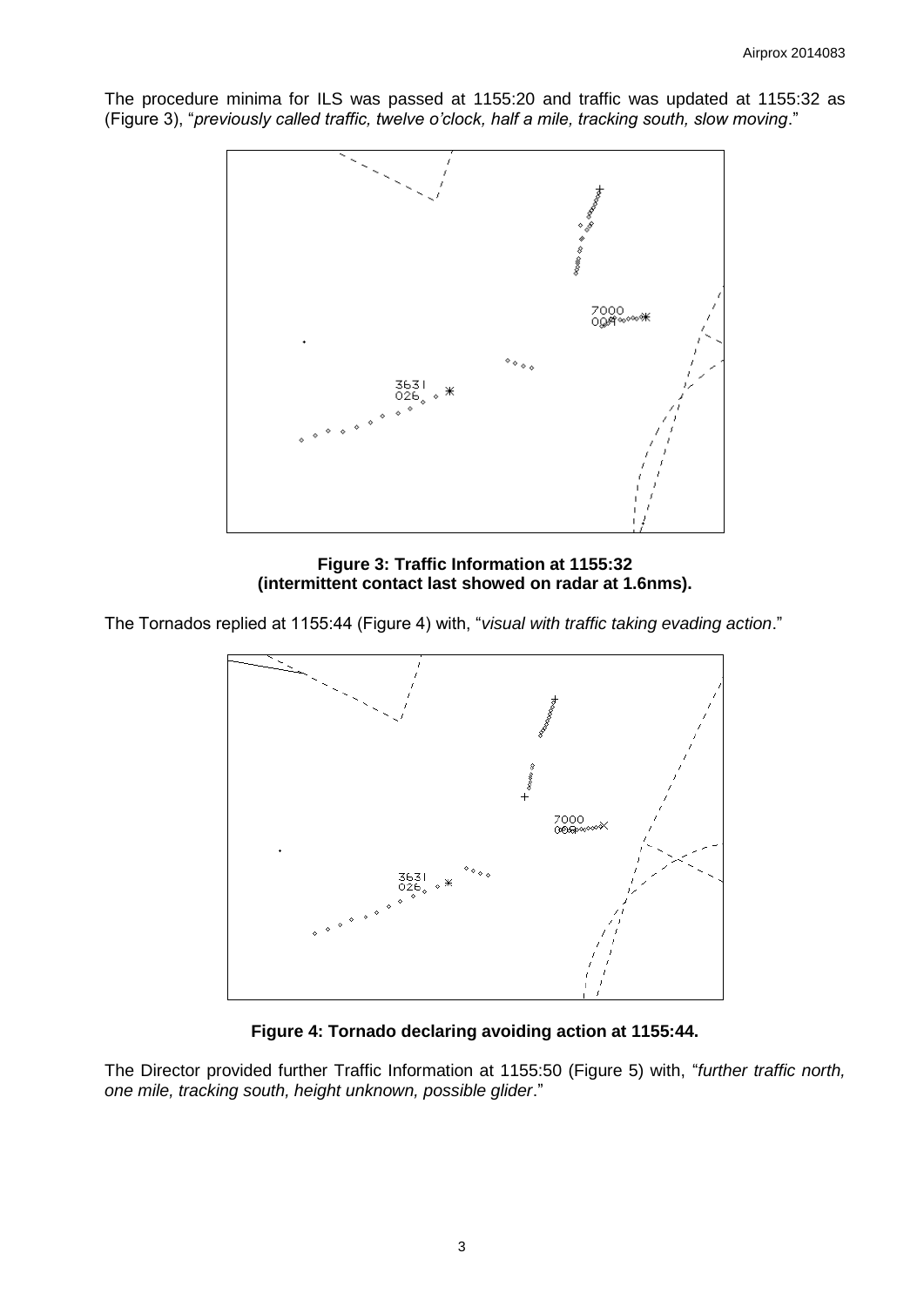The procedure minima for ILS was passed at 1155:20 and traffic was updated at 1155:32 as (Figure 3), "*previously called traffic, twelve o'clock, half a mile, tracking south, slow moving*."

**Figure 3: Traffic Information at 1155:32 (intermittent contact last showed on radar at 1.6nms).**

The Tornados replied at 1155:44 (Figure 4) with, "*visual with traffic taking evading action*."

**Figure 4: Tornado declaring avoiding action at 1155:44.**

The Director provided further Traffic Information at 1155:50 (Figure 5) with, "*further traffic north, one mile, tracking south, height unknown, possible glider*."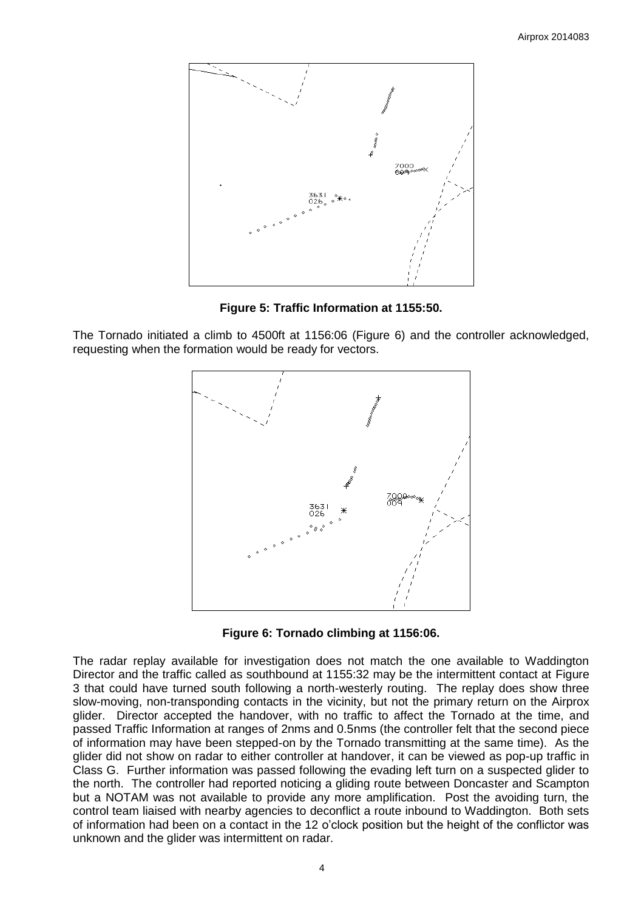**Figure 5: Traffic Information at 1155:50.**

The Tornado initiated a climb to 4500ft at 1156:06 (Figure 6) and the controller acknowledged, requesting when the formation would be ready for vectors.

**Figure 6: Tornado climbing at 1156:06.**

The radar replay available for investigation does not match the one available to Waddington Director and the traffic called as southbound at 1155:32 may be the intermittent contact at Figure 3 that could have turned south following a north-westerly routing. The replay does show three slow-moving, non-transponding contacts in the vicinity, but not the primary return on the Airprox glider. Director accepted the handover, with no traffic to affect the Tornado at the time, and passed Traffic Information at ranges of 2nms and 0.5nms (the controller felt that the second piece of information may have been stepped-on by the Tornado transmitting at the same time). As the glider did not show on radar to either controller at handover, it can be viewed as pop-up traffic in Class G. Further information was passed following the evading left turn on a suspected glider to the north. The controller had reported noticing a gliding route between Doncaster and Scampton but a NOTAM was not available to provide any more amplification. Post the avoiding turn, the control team liaised with nearby agencies to deconflict a route inbound to Waddington. Both sets of information had been on a contact in the 12 o'clock position but the height of the conflictor was unknown and the glider was intermittent on radar.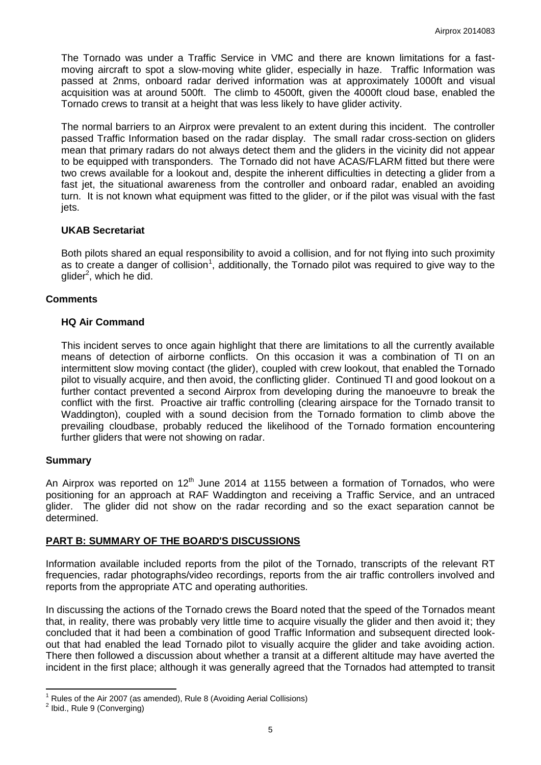The Tornado was under a Traffic Service in VMC and there are known limitations for a fast-moving aircraft to spot a slow-moving white glider, especially in haze. Traffic Information was passed at 2nms, onboard radar derived information was at approximately 1000ft and visual acquisition was at around 500ft. The climb to 4500ft, given the 4000ft cloud base, enabled the Tornado crews to transit at a height that was less likely to have glider activity.

The normal barriers to an Airprox were prevalent to an extent during this incident. The controller passed Traffic Information based on the radar display. The small radar cross-section on gliders mean that primary radars do not always detect them and the gliders in the vicinity did not appear to be equipped with transponders. The Tornado did not have ACAS/FLARM fitted but there were two crews available for a lookout and, despite the inherent difficulties in detecting a glider from a fast jet, the situational awareness from the controller and onboard radar, enabled an avoiding turn. It is not known what equipment was fitted to the glider, or if the pilot was visual with the fast jets.

### UKAB Secretariat

Both pilots shared an equal responsibility to avoid a collision, and for not flying into such proximity as to create a danger of collision[1], additionally, the Tornado pilot was required to give way to the glider[2], which he did.

## Comments

### HQ Air Command

This incident serves to once again highlight that there are limitations to all the currently available means of detection of airborne conflicts. On this occasion it was a combination of TI on an intermittent slow moving contact (the glider), coupled with crew lookout, that enabled the Tornado pilot to visually acquire, and then avoid, the conflicting glider. Continued TI and good lookout on a further contact prevented a second Airprox from developing during the manoeuvre to break the conflict with the first. Proactive air traffic controlling (clearing airspace for the Tornado transit to Waddington), coupled with a sound decision from the Tornado formation to climb above the prevailing cloudbase, probably reduced the likelihood of the Tornado formation encountering further gliders that were not showing on radar.

## Summary

An Airprox was reported on 12th June 2014 at 1155 between a formation of Tornados, who were positioning for an approach at RAF Waddington and receiving a Traffic Service, and an untraced glider. The glider did not show on the radar recording and so the exact separation cannot be determined.

## PART B: SUMMARY OF THE BOARD'S DISCUSSIONS

Information available included reports from the pilot of the Tornado, transcripts of the relevant RT frequencies, radar photographs/video recordings, reports from the air traffic controllers involved and reports from the appropriate ATC and operating authorities.

In discussing the actions of the Tornado crews the Board noted that the speed of the Tornados meant that, in reality, there was probably very little time to acquire visually the glider and then avoid it; they concluded that it had been a combination of good Traffic Information and subsequent directed look-out that had enabled the lead Tornado pilot to visually acquire the glider and take avoiding action. There then followed a discussion about whether a transit at a different altitude may have averted the incident in the first place; although it was generally agreed that the Tornados had attempted to transit

---

[1] Rules of the Air 2007 (as amended), Rule 8 (Avoiding Aerial Collisions)

[2] Ibid., Rule 9 (Converging)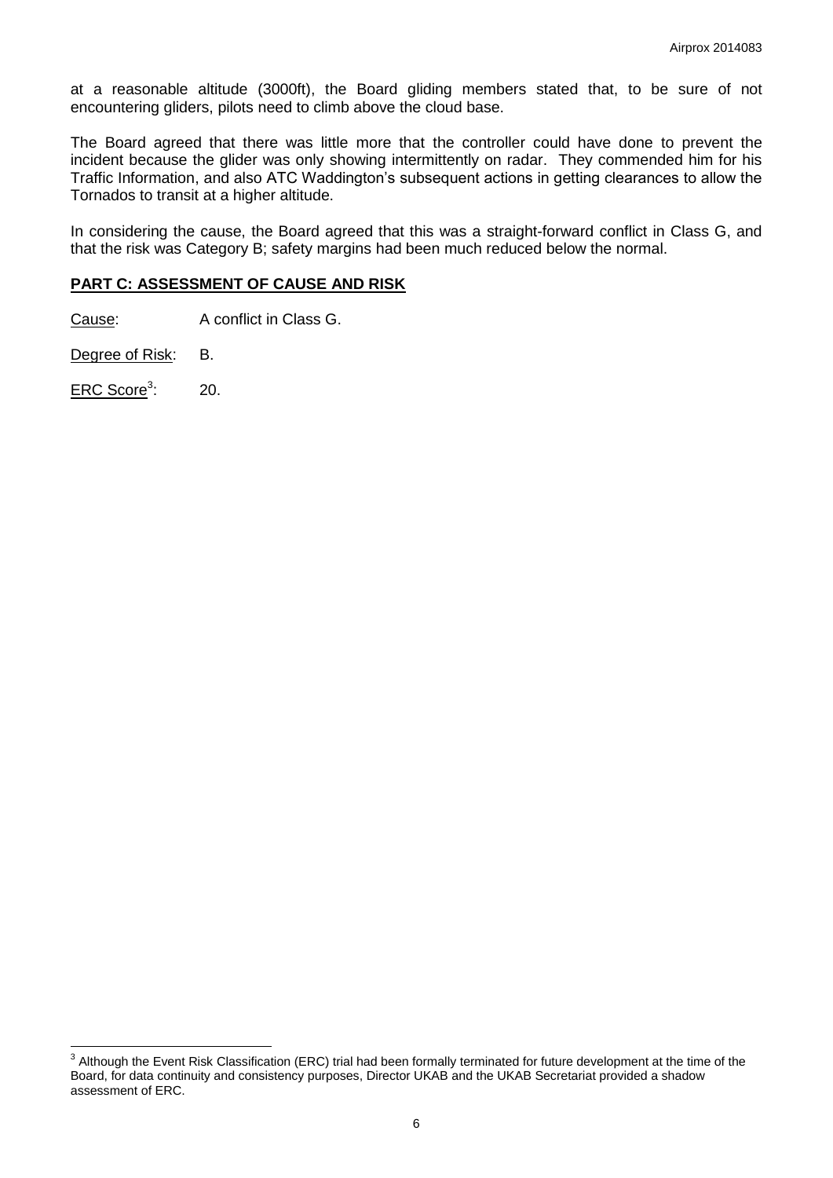at a reasonable altitude (3000ft), the Board gliding members stated that, to be sure of not encountering gliders, pilots need to climb above the cloud base.

The Board agreed that there was little more that the controller could have done to prevent the incident because the glider was only showing intermittently on radar. They commended him for his Traffic Information, and also ATC Waddington's subsequent actions in getting clearances to allow the Tornados to transit at a higher altitude.

In considering the cause, the Board agreed that this was a straight-forward conflict in Class G, and that the risk was Category B; safety margins had been much reduced below the normal.

## PART C: ASSESSMENT OF CAUSE AND RISK

Cause: A conflict in Class G.

Degree of Risk: B.

ERC Score[3]: 20.

[3] Although the Event Risk Classification (ERC) trial had been formally terminated for future development at the time of the Board, for data continuity and consistency purposes, Director UKAB and the UKAB Secretariat provided a shadow assessment of ERC.